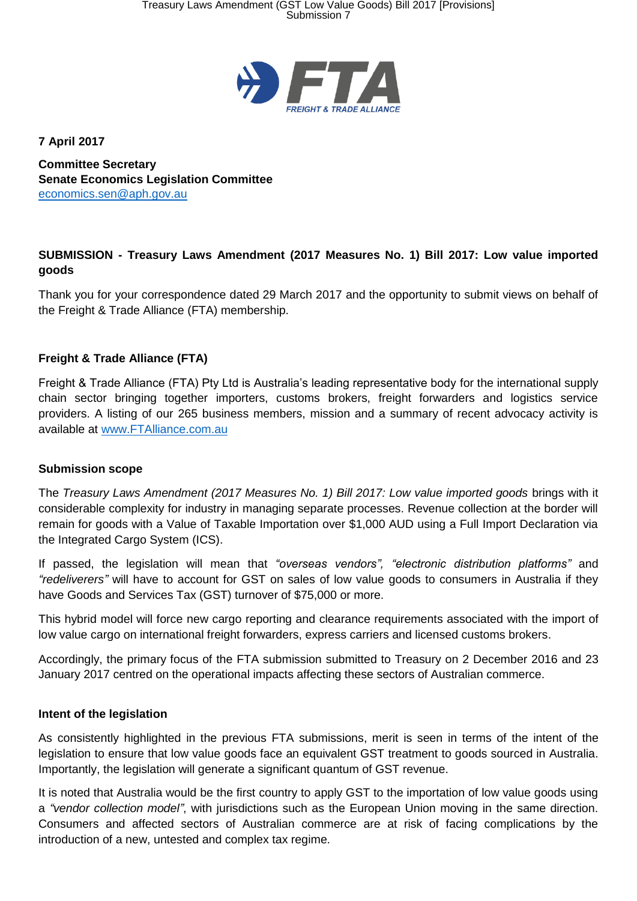**7 April 2017**

**Committee Secretary**
**Senate Economics Legislation Committee**
economics.sen@aph.gov.au

**SUBMISSION - Treasury Laws Amendment (2017 Measures No. 1) Bill 2017: Low value imported goods**

Thank you for your correspondence dated 29 March 2017 and the opportunity to submit views on behalf of the Freight & Trade Alliance (FTA) membership.

### Freight & Trade Alliance (FTA)

Freight & Trade Alliance (FTA) Pty Ltd is Australia's leading representative body for the international supply chain sector bringing together importers, customs brokers, freight forwarders and logistics service providers. A listing of our 265 business members, mission and a summary of recent advocacy activity is available at www.FTAlliance.com.au

### Submission scope

The *Treasury Laws Amendment (2017 Measures No. 1) Bill 2017: Low value imported goods* brings with it considerable complexity for industry in managing separate processes. Revenue collection at the border will remain for goods with a Value of Taxable Importation over $1,000 AUD using a Full Import Declaration via the Integrated Cargo System (ICS).

If passed, the legislation will mean that *"overseas vendors", "electronic distribution platforms"* and *"redeliverers"* will have to account for GST on sales of low value goods to consumers in Australia if they have Goods and Services Tax (GST) turnover of $75,000 or more.

This hybrid model will force new cargo reporting and clearance requirements associated with the import of low value cargo on international freight forwarders, express carriers and licensed customs brokers.

Accordingly, the primary focus of the FTA submission submitted to Treasury on 2 December 2016 and 23 January 2017 centred on the operational impacts affecting these sectors of Australian commerce.

### Intent of the legislation

As consistently highlighted in the previous FTA submissions, merit is seen in terms of the intent of the legislation to ensure that low value goods face an equivalent GST treatment to goods sourced in Australia. Importantly, the legislation will generate a significant quantum of GST revenue.

It is noted that Australia would be the first country to apply GST to the importation of low value goods using a *"vendor collection model"*, with jurisdictions such as the European Union moving in the same direction. Consumers and affected sectors of Australian commerce are at risk of facing complications by the introduction of a new, untested and complex tax regime.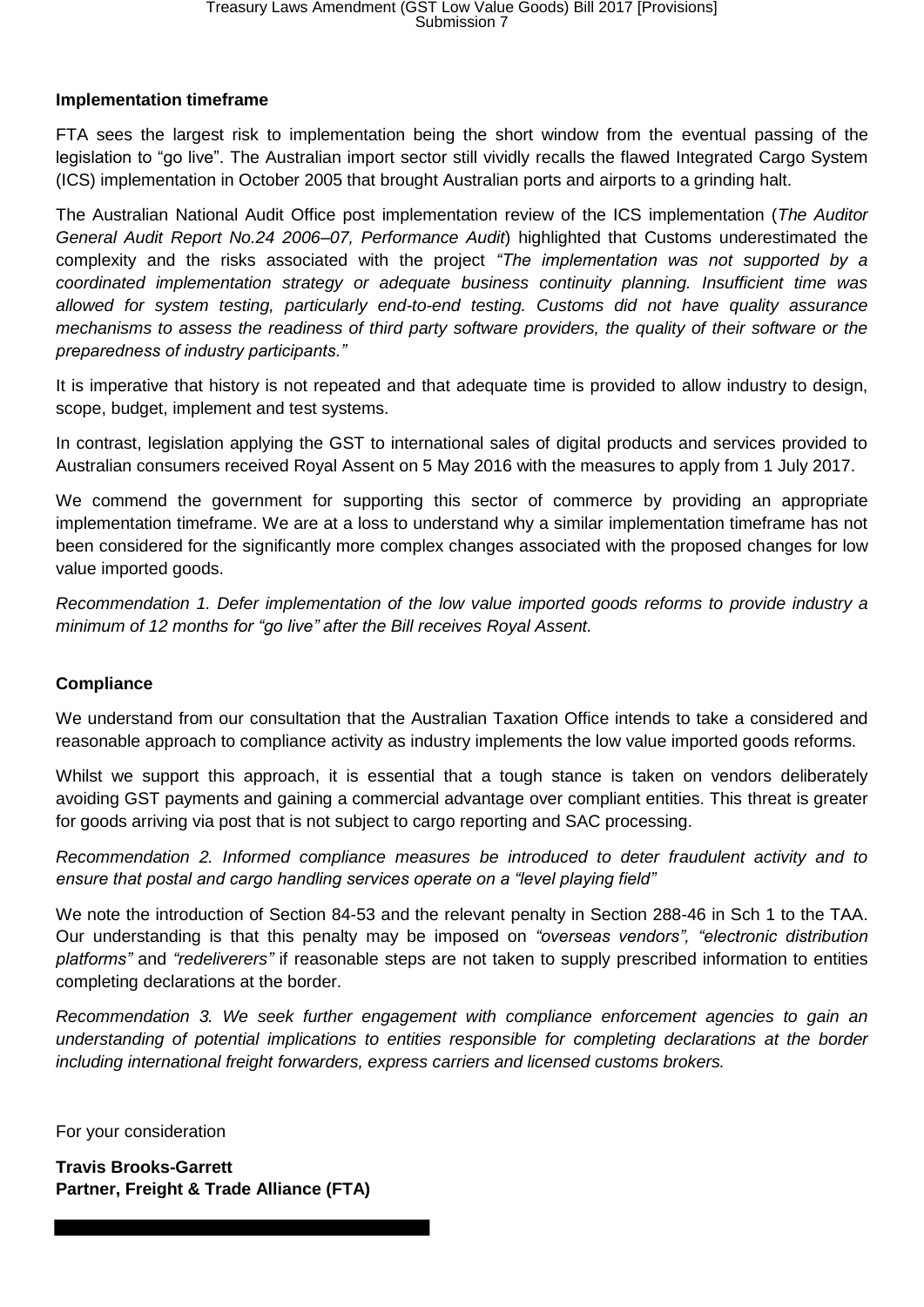**Implementation timeframe**

FTA sees the largest risk to implementation being the short window from the eventual passing of the legislation to "go live". The Australian import sector still vividly recalls the flawed Integrated Cargo System (ICS) implementation in October 2005 that brought Australian ports and airports to a grinding halt.

The Australian National Audit Office post implementation review of the ICS implementation (*The Auditor General Audit Report No.24 2006–07, Performance Audit*) highlighted that Customs underestimated the complexity and the risks associated with the project *"The implementation was not supported by a coordinated implementation strategy or adequate business continuity planning. Insufficient time was allowed for system testing, particularly end-to-end testing. Customs did not have quality assurance mechanisms to assess the readiness of third party software providers, the quality of their software or the preparedness of industry participants."*

It is imperative that history is not repeated and that adequate time is provided to allow industry to design, scope, budget, implement and test systems.

In contrast, legislation applying the GST to international sales of digital products and services provided to Australian consumers received Royal Assent on 5 May 2016 with the measures to apply from 1 July 2017.

We commend the government for supporting this sector of commerce by providing an appropriate implementation timeframe. We are at a loss to understand why a similar implementation timeframe has not been considered for the significantly more complex changes associated with the proposed changes for low value imported goods.

*Recommendation 1. Defer implementation of the low value imported goods reforms to provide industry a minimum of 12 months for "go live" after the Bill receives Royal Assent.*

**Compliance**

We understand from our consultation that the Australian Taxation Office intends to take a considered and reasonable approach to compliance activity as industry implements the low value imported goods reforms.

Whilst we support this approach, it is essential that a tough stance is taken on vendors deliberately avoiding GST payments and gaining a commercial advantage over compliant entities. This threat is greater for goods arriving via post that is not subject to cargo reporting and SAC processing.

*Recommendation 2. Informed compliance measures be introduced to deter fraudulent activity and to ensure that postal and cargo handling services operate on a "level playing field"*

We note the introduction of Section 84-53 and the relevant penalty in Section 288-46 in Sch 1 to the TAA. Our understanding is that this penalty may be imposed on *"overseas vendors", "electronic distribution platforms"* and *"redeliverers"* if reasonable steps are not taken to supply prescribed information to entities completing declarations at the border.

*Recommendation 3. We seek further engagement with compliance enforcement agencies to gain an understanding of potential implications to entities responsible for completing declarations at the border including international freight forwarders, express carriers and licensed customs brokers.*

For your consideration

**Travis Brooks-Garrett**
**Partner, Freight & Trade Alliance (FTA)**